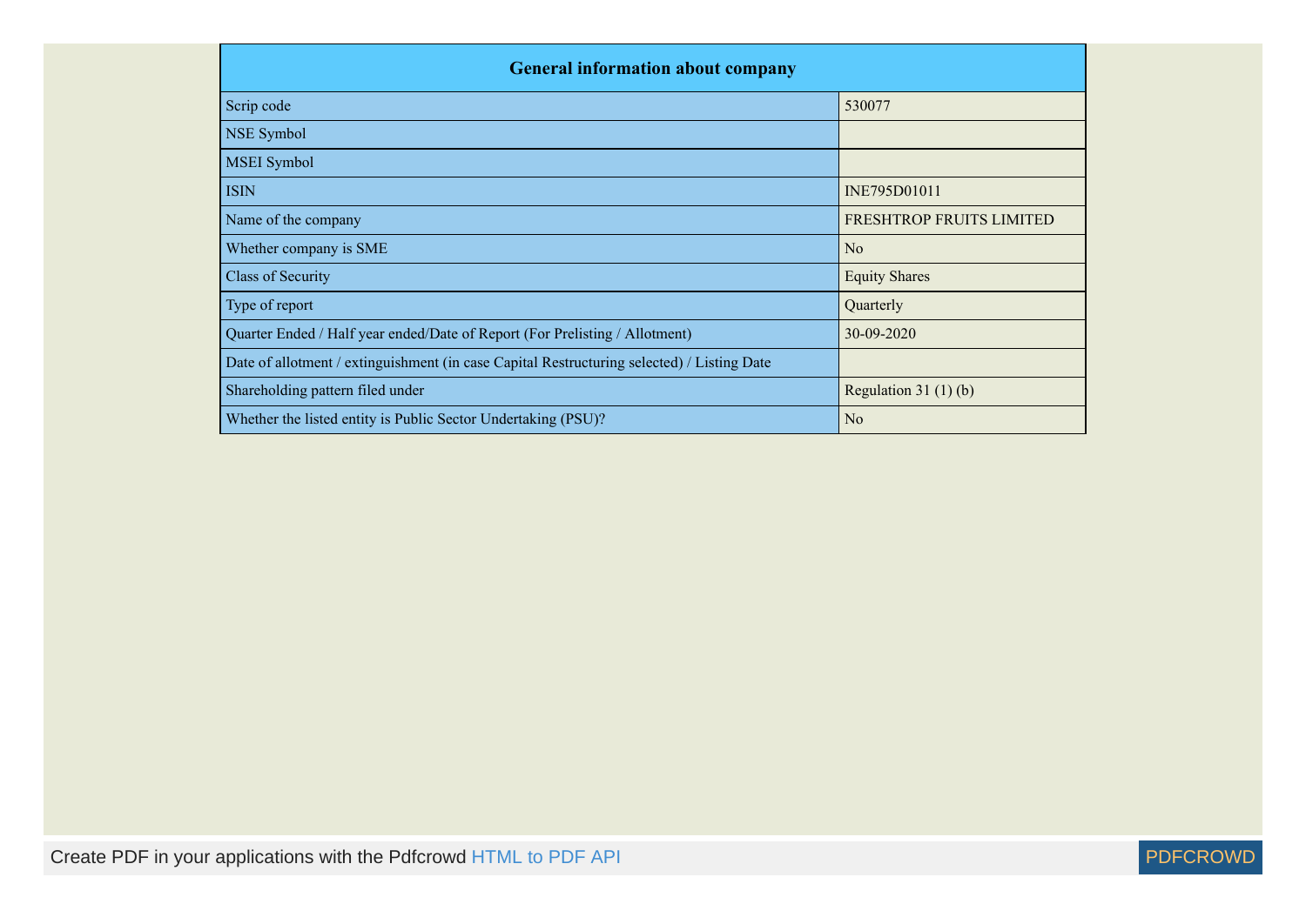| General information about company | |
|---|---|
| Scrip code | 530077 |
| NSE Symbol | |
| MSEI Symbol | |
| ISIN | INE795D01011 |
| Name of the company | FRESHTROP FRUITS LIMITED |
| Whether company is SME | No |
| Class of Security | Equity Shares |
| Type of report | Quarterly |
| Quarter Ended / Half year ended/Date of Report (For Prelisting / Allotment) | 30-09-2020 |
| Date of allotment / extinguishment (in case Capital Restructuring selected) / Listing Date | |
| Shareholding pattern filed under | Regulation 31 (1) (b) |
| Whether the listed entity is Public Sector Undertaking (PSU)? | No |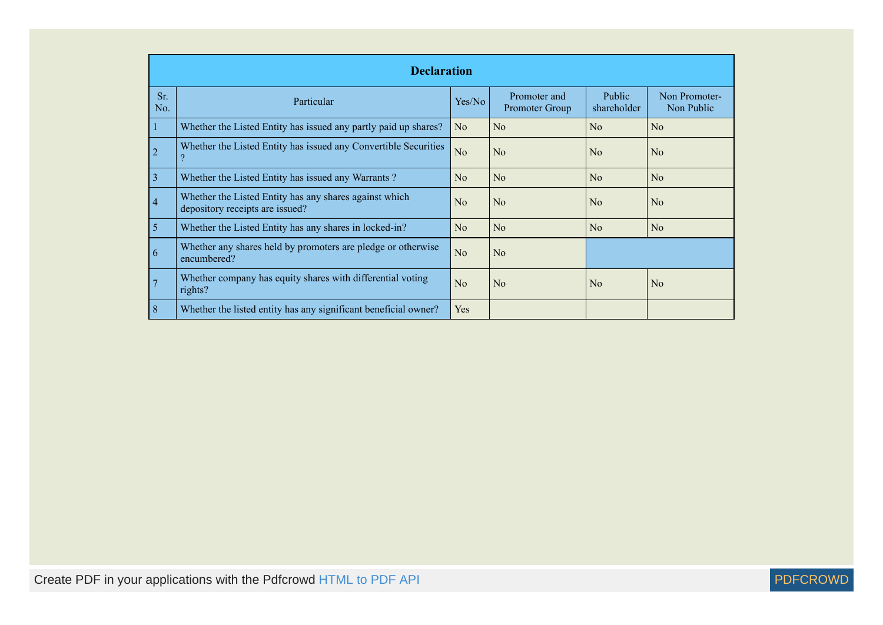| Declaration | | | | | |
|---|---|---|---|---|---|
| Sr. No. | Particular | Yes/No | Promoter and Promoter Group | Public shareholder | Non Promoter- Non Public |
| 1 | Whether the Listed Entity has issued any partly paid up shares? | No | No | No | No |
| 2 | Whether the Listed Entity has issued any Convertible Securities ? | No | No | No | No |
| 3 | Whether the Listed Entity has issued any Warrants ? | No | No | No | No |
| 4 | Whether the Listed Entity has any shares against which depository receipts are issued? | No | No | No | No |
| 5 | Whether the Listed Entity has any shares in locked-in? | No | No | No | No |
| 6 | Whether any shares held by promoters are pledge or otherwise encumbered? | No | No | | |
| 7 | Whether company has equity shares with differential voting rights? | No | No | No | No |
| 8 | Whether the listed entity has any significant beneficial owner? | Yes | | | |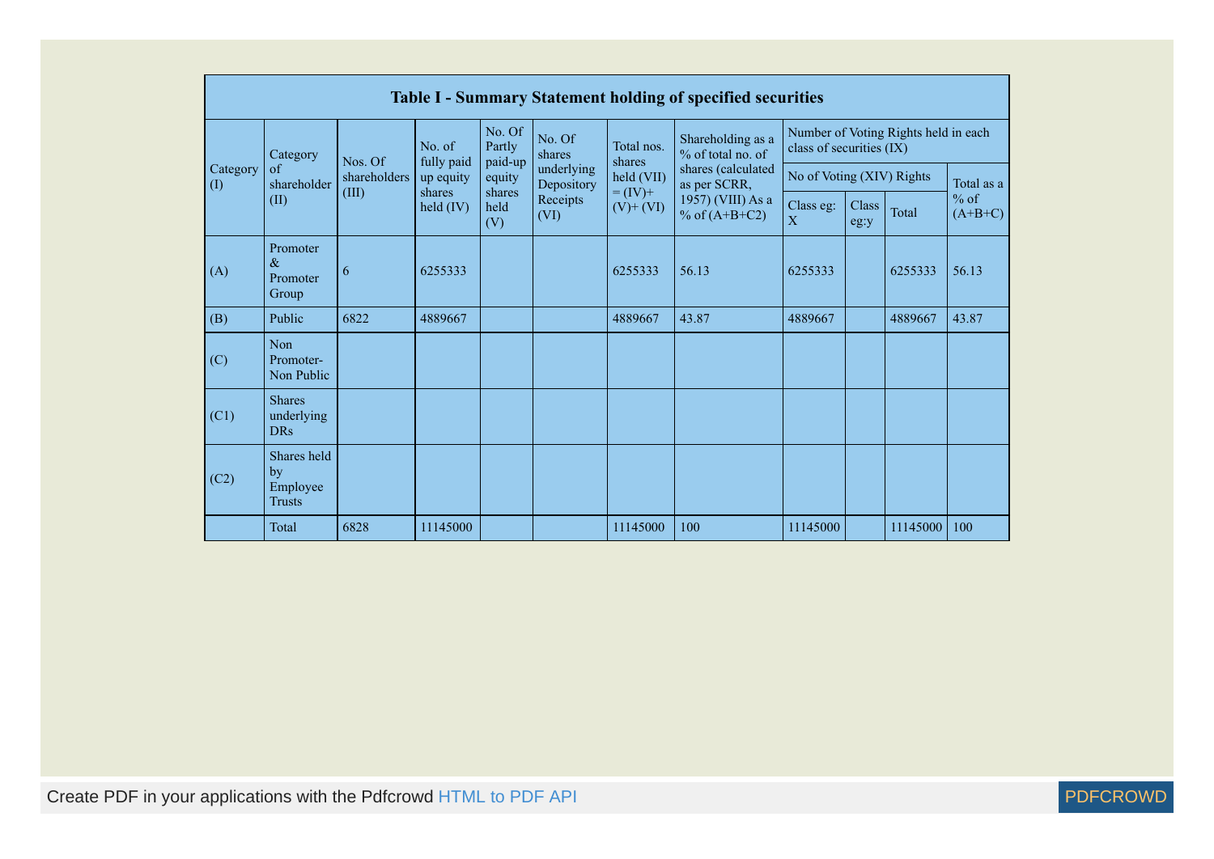| Table I - Summary Statement holding of specified securities | | | | | | | | | | | | |
|---|---|---|---|---|---|---|---|---|---|---|---|---|
| Category (I) | Category of shareholder (II) | Nos. Of shareholders (III) | No. of fully paid up equity shares held (IV) | No. Of Partly paid-up equity shares held (V) | No. Of shares underlying Depository Receipts (VI) | Total nos. shares held (VII) = (IV)+ (V)+ (VI) | Shareholding as a % of total no. of shares (calculated as per SCRR, 1957) (VIII) As a % of (A+B+C2) | Number of Voting Rights held in each class of securities (IX) | | | |
| | | | | | | | | No of Voting (XIV) Rights | | | Total as a % of (A+B+C) |
| | | | | | | | | Class eg: X | Class eg:y | Total | |
| (A) | Promoter & Promoter Group | 6 | 6255333 | | | 6255333 | 56.13 | 6255333 | | 6255333 | 56.13 |
| (B) | Public | 6822 | 4889667 | | | 4889667 | 43.87 | 4889667 | | 4889667 | 43.87 |
| (C) | Non Promoter- Non Public | | | | | | | | | | |
| (C1) | Shares underlying DRs | | | | | | | | | | |
| (C2) | Shares held by Employee Trusts | | | | | | | | | | |
| | Total | 6828 | 11145000 | | | 11145000 | 100 | 11145000 | | 11145000 | 100 |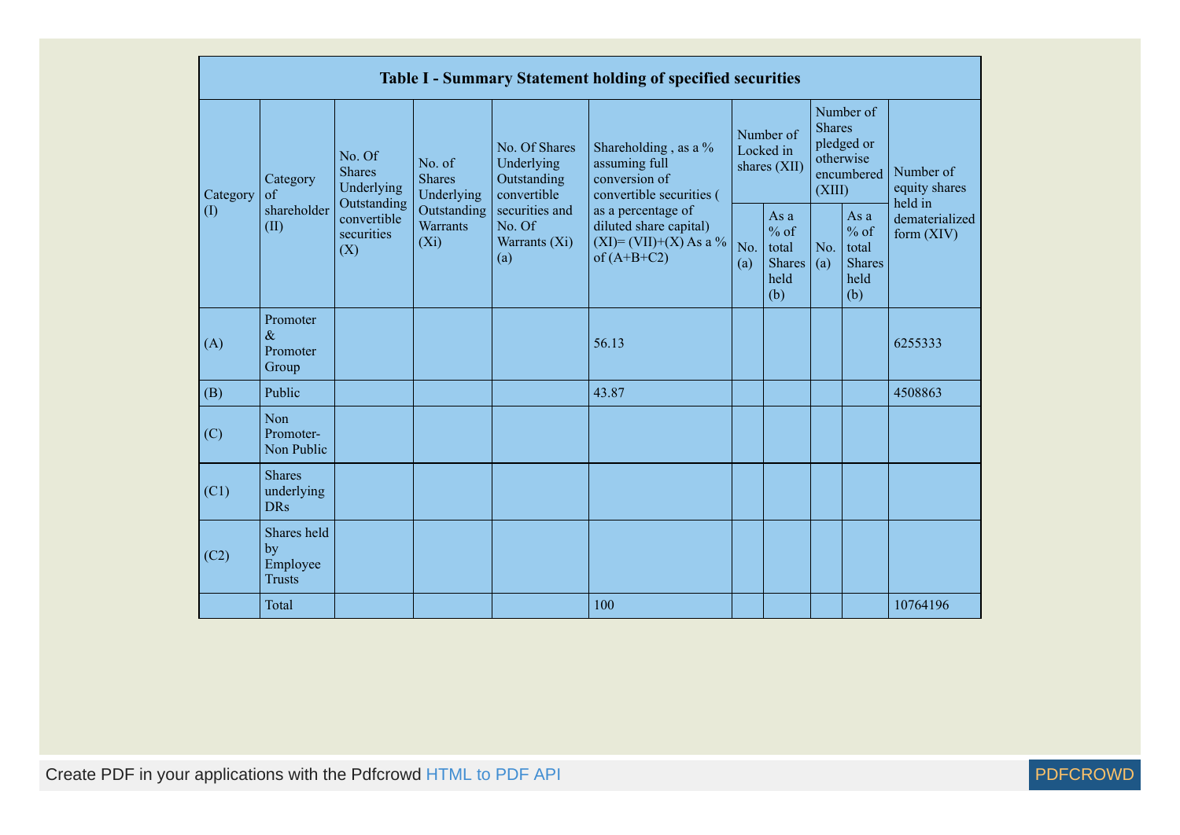| Table I - Summary Statement holding of specified securities | | | | | | | | | | | |
|---|---|---|---|---|---|---|---|---|---|---|---|
| Category (I) | Category of shareholder (II) | No. Of Shares Underlying Outstanding convertible securities (X) | No. of Shares Underlying Outstanding Warrants (Xi) | No. Of Shares Underlying Outstanding convertible securities and No. Of Warrants (Xi) (a) | Shareholding , as a % assuming full conversion of convertible securities ( as a percentage of diluted share capital) (XI)= (VII)+(X) As a % of (A+B+C2) | Number of Locked in shares (XII) | | Number of Shares pledged or otherwise encumbered (XIII) | | Number of equity shares held in dematerialized form (XIV) |
| | | | | | | No. (a) | As a % of total Shares held (b) | No. (a) | As a % of total Shares held (b) | |
| (A) | Promoter & Promoter Group | | | | 56.13 | | | | | 6255333 |
| (B) | Public | | | | 43.87 | | | | | 4508863 |
| (C) | Non Promoter- Non Public | | | | | | | | | |
| (C1) | Shares underlying DRs | | | | | | | | | |
| (C2) | Shares held by Employee Trusts | | | | | | | | | |
| | Total | | | | 100 | | | | | 10764196 |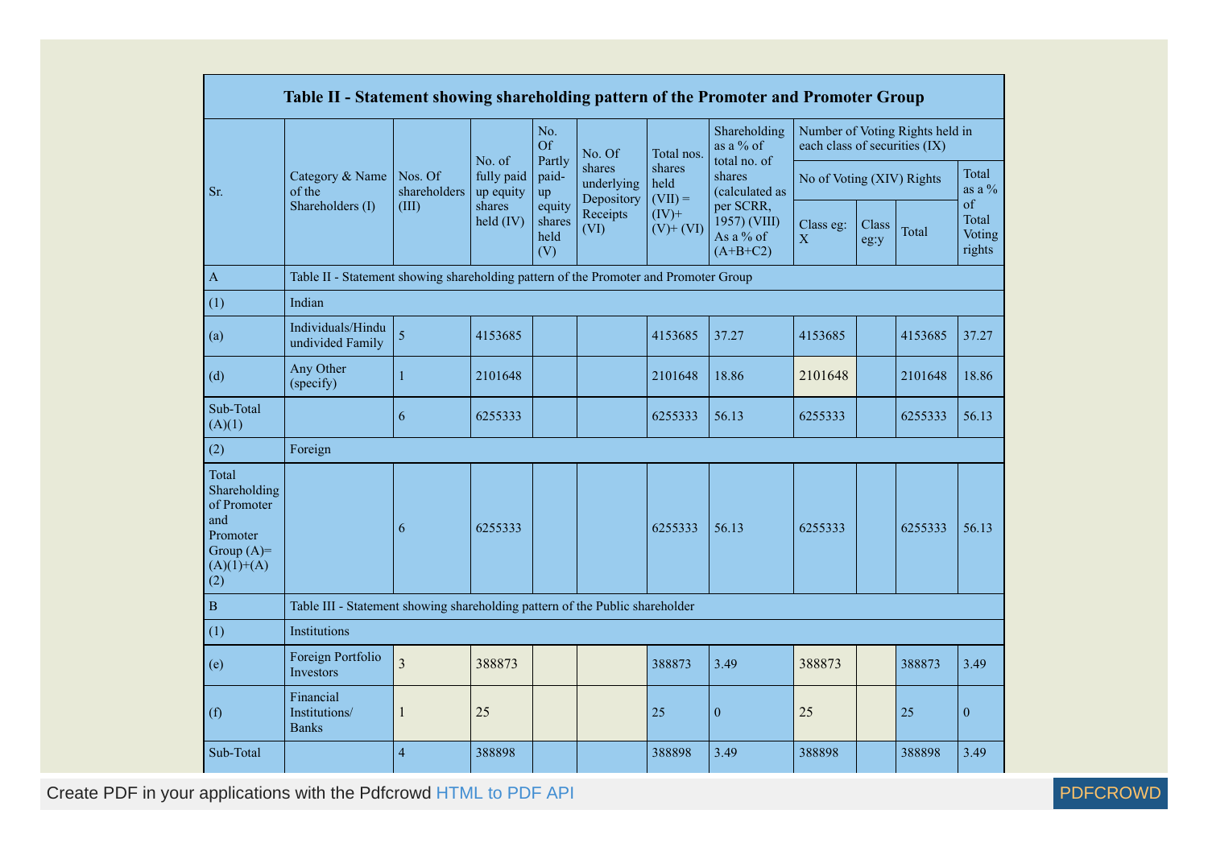| Table II - Statement showing shareholding pattern of the Promoter and Promoter Group | | | | | | | | | | | | |
|---|---|---|---|---|---|---|---|---|---|---|---|---|
| Sr. | Category & Name of the Shareholders (I) | Nos. Of shareholders (III) | No. of fully paid up equity shares held (IV) | No. Of Partly paid-up equity shares held (V) | No. Of shares underlying Depository Receipts (VI) | Total nos. shares held (VII) = (IV)+ (V)+ (VI) | Shareholding as a % of total no. of shares (calculated as per SCRR, 1957) (VIII) As a % of (A+B+C2) | Number of Voting Rights held in each class of securities (IX) | | | |
| | | | | | | | | No of Voting (XIV) Rights | | | Total as a % of Total Voting rights |
| | | | | | | | | Class eg: X | Class eg:y | Total | |
| A | Table II - Statement showing shareholding pattern of the Promoter and Promoter Group | | | | | | | | | | |
| (1) | Indian | | | | | | | | | | |
| (a) | Individuals/Hindu undivided Family | 5 | 4153685 | | | 4153685 | 37.27 | 4153685 | | 4153685 | 37.27 |
| (d) | Any Other (specify) | 1 | 2101648 | | | 2101648 | 18.86 | 2101648 | | 2101648 | 18.86 |
| Sub-Total (A)(1) | | 6 | 6255333 | | | 6255333 | 56.13 | 6255333 | | 6255333 | 56.13 |
| (2) | Foreign | | | | | | | | | | |
| Total Shareholding of Promoter and Promoter Group (A)=(A)(1)+(A)(2) | | 6 | 6255333 | | | 6255333 | 56.13 | 6255333 | | 6255333 | 56.13 |
| B | Table III - Statement showing shareholding pattern of the Public shareholder | | | | | | | | | | |
| (1) | Institutions | | | | | | | | | | |
| (e) | Foreign Portfolio Investors | 3 | 388873 | | | 388873 | 3.49 | 388873 | | 388873 | 3.49 |
| (f) | Financial Institutions/ Banks | 1 | 25 | | | 25 | 0 | 25 | | 25 | 0 |
| Sub-Total | | 4 | 388898 | | | 388898 | 3.49 | 388898 | | 388898 | 3.49 |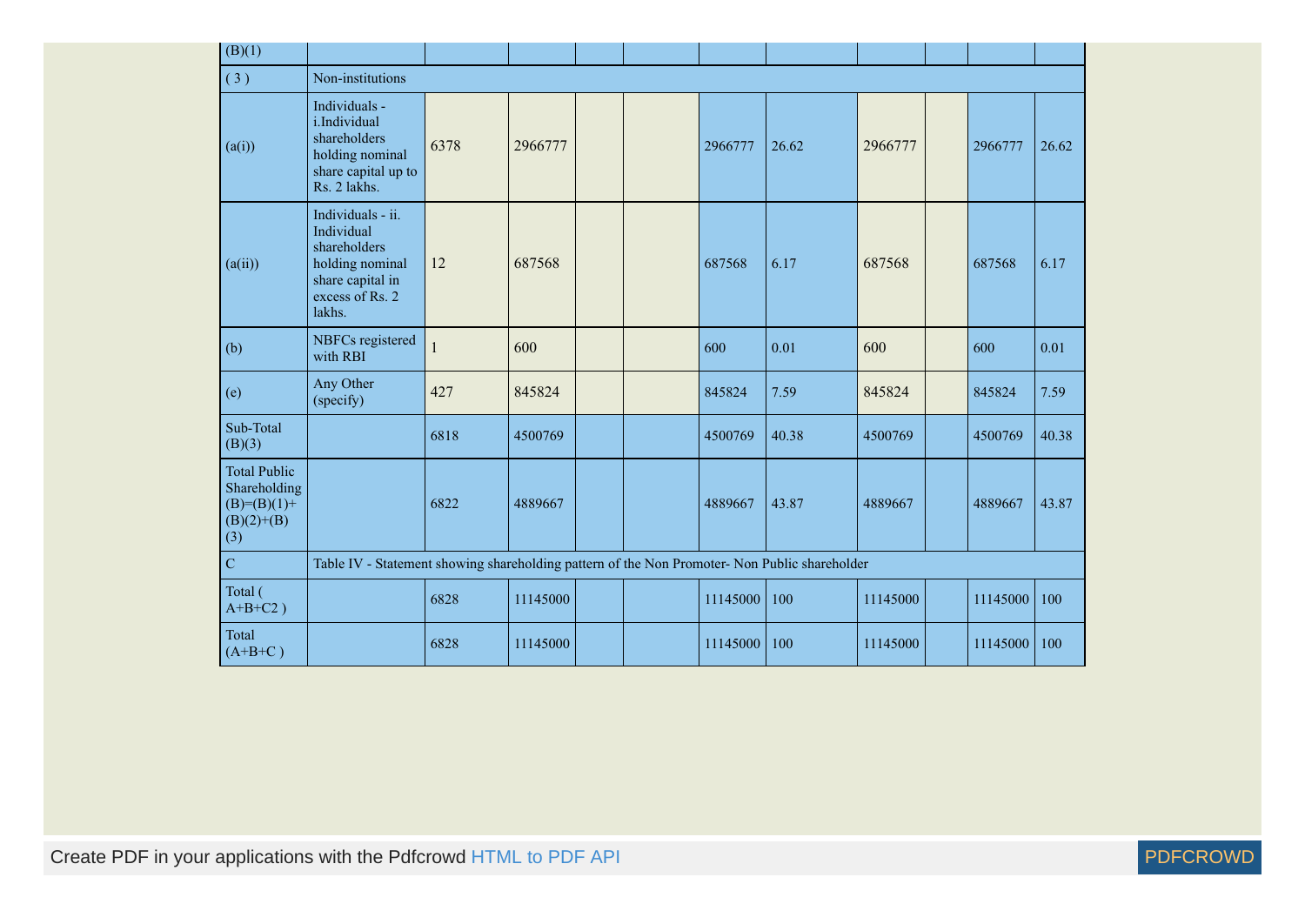| (B)(1) | | | | | | | | | | | |
|---|---|---|---|---|---|---|---|---|---|---|---|
| ( 3 ) | Non-institutions | | | | | | | | | | |
| (a(i)) | Individuals - i.Individual shareholders holding nominal share capital up to Rs. 2 lakhs. | 6378 | 2966777 | | | 2966777 | 26.62 | 2966777 | | 2966777 | 26.62 |
| (a(ii)) | Individuals - ii. Individual shareholders holding nominal share capital in excess of Rs. 2 lakhs. | 12 | 687568 | | | 687568 | 6.17 | 687568 | | 687568 | 6.17 |
| (b) | NBFCs registered with RBI | 1 | 600 | | | 600 | 0.01 | 600 | | 600 | 0.01 |
| (e) | Any Other (specify) | 427 | 845824 | | | 845824 | 7.59 | 845824 | | 845824 | 7.59 |
| Sub-Total (B)(3) | | 6818 | 4500769 | | | 4500769 | 40.38 | 4500769 | | 4500769 | 40.38 |
| Total Public Shareholding (B)=(B)(1)+(B)(2)+(B)(3) | | 6822 | 4889667 | | | 4889667 | 43.87 | 4889667 | | 4889667 | 43.87 |
| C | Table IV - Statement showing shareholding pattern of the Non Promoter- Non Public shareholder | | | | | | | | | | |
| Total ( A+B+C2 ) | | 6828 | 11145000 | | | 11145000 | 100 | 11145000 | | 11145000 | 100 |
| Total (A+B+C ) | | 6828 | 11145000 | | | 11145000 | 100 | 11145000 | | 11145000 | 100 |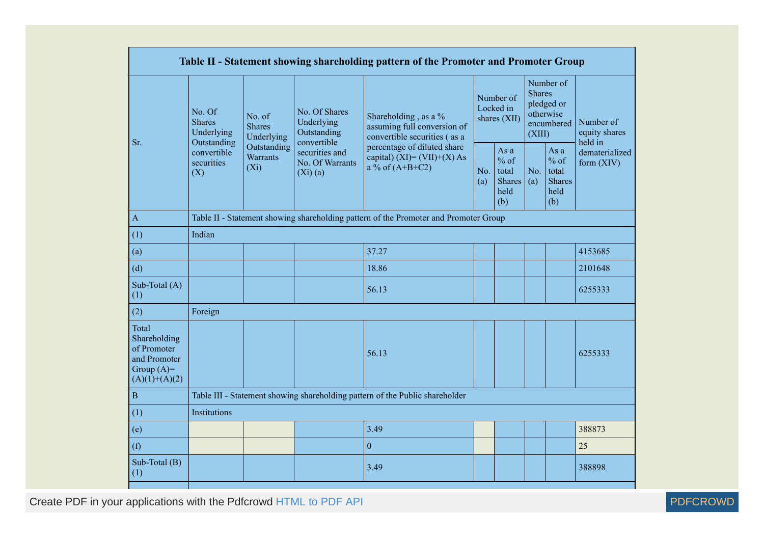| Table II - Statement showing shareholding pattern of the Promoter and Promoter Group | | | | | | | | | |
|---|---|---|---|---|---|---|---|---|---|
| Sr. | No. Of Shares Underlying Outstanding convertible securities (X) | No. of Shares Underlying Outstanding Warrants (Xi) | No. Of Shares Underlying Outstanding convertible securities and No. Of Warrants (Xi) (a) | Shareholding , as a % assuming full conversion of convertible securities ( as a percentage of diluted share capital) (XI)= (VII)+(X) As a % of (A+B+C2) | Number of Locked in shares (XII) | | Number of Shares pledged or otherwise encumbered (XIII) | | Number of equity shares held in dematerialized form (XIV) |
| | | | | | No. (a) | As a % of total Shares held (b) | No. (a) | As a % of total Shares held (b) | |
| A | Table II - Statement showing shareholding pattern of the Promoter and Promoter Group | | | | | | | | |
| (1) | Indian | | | | | | | | |
| (a) | | | | 37.27 | | | | | 4153685 |
| (d) | | | | 18.86 | | | | | 2101648 |
| Sub-Total (A) (1) | | | | 56.13 | | | | | 6255333 |
| (2) | Foreign | | | | | | | | |
| Total Shareholding of Promoter and Promoter Group (A)= (A)(1)+(A)(2) | | | | 56.13 | | | | | 6255333 |
| B | Table III - Statement showing shareholding pattern of the Public shareholder | | | | | | | | |
| (1) | Institutions | | | | | | | | |
| (e) | | | | 3.49 | | | | | 388873 |
| (f) | | | | 0 | | | | | 25 |
| Sub-Total (B) (1) | | | | 3.49 | | | | | 388898 |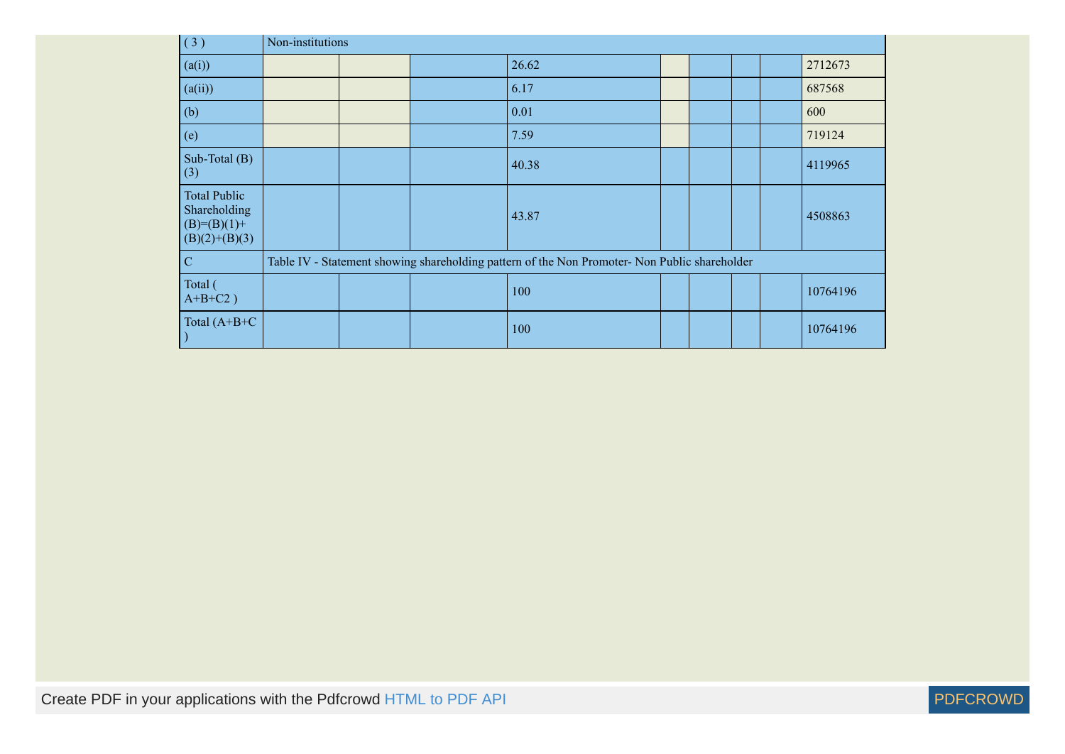| ( 3 ) | Non-institutions | | | | | | | | |
|---|---|---|---|---|---|---|---|---|---|
| (a(i)) | | | | 26.62 | | | | | 2712673 |
| (a(ii)) | | | | 6.17 | | | | | 687568 |
| (b) | | | | 0.01 | | | | | 600 |
| (e) | | | | 7.59 | | | | | 719124 |
| Sub-Total (B) (3) | | | | 40.38 | | | | | 4119965 |
| Total Public Shareholding (B)=(B)(1)+(B)(2)+(B)(3) | | | | 43.87 | | | | | 4508863 |
| C | Table IV - Statement showing shareholding pattern of the Non Promoter- Non Public shareholder | | | | | | | | |
| Total ( A+B+C2 ) | | | | 100 | | | | | 10764196 |
| Total (A+B+C ) | | | | 100 | | | | | 10764196 |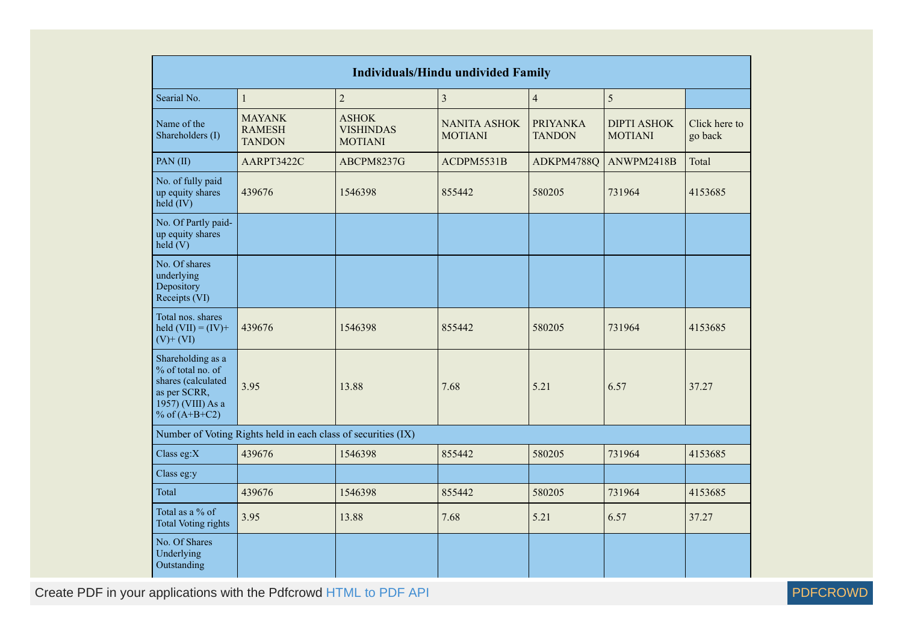| Individuals/Hindu undivided Family | | | | | | |
|---|---|---|---|---|---|---|
| Searial No. | 1 | 2 | 3 | 4 | 5 | |
| Name of the Shareholders (I) | MAYANK RAMESH TANDON | ASHOK VISHINDAS MOTIANI | NANITA ASHOK MOTIANI | PRIYANKA TANDON | DIPTI ASHOK MOTIANI | Click here to go back |
| PAN (II) | AARPT3422C | ABCPM8237G | ACDPM5531B | ADKPM4788Q | ANWPM2418B | Total |
| No. of fully paid up equity shares held (IV) | 439676 | 1546398 | 855442 | 580205 | 731964 | 4153685 |
| No. Of Partly paid-up equity shares held (V) | | | | | | |
| No. Of shares underlying Depository Receipts (VI) | | | | | | |
| Total nos. shares held (VII) = (IV)+ (V)+ (VI) | 439676 | 1546398 | 855442 | 580205 | 731964 | 4153685 |
| Shareholding as a % of total no. of shares (calculated as per SCRR, 1957) (VIII) As a % of (A+B+C2) | 3.95 | 13.88 | 7.68 | 5.21 | 6.57 | 37.27 |
| Number of Voting Rights held in each class of securities (IX) | | | | | | |
| Class eg:X | 439676 | 1546398 | 855442 | 580205 | 731964 | 4153685 |
| Class eg:y | | | | | | |
| Total | 439676 | 1546398 | 855442 | 580205 | 731964 | 4153685 |
| Total as a % of Total Voting rights | 3.95 | 13.88 | 7.68 | 5.21 | 6.57 | 37.27 |
| No. Of Shares Underlying Outstanding | | | | | | |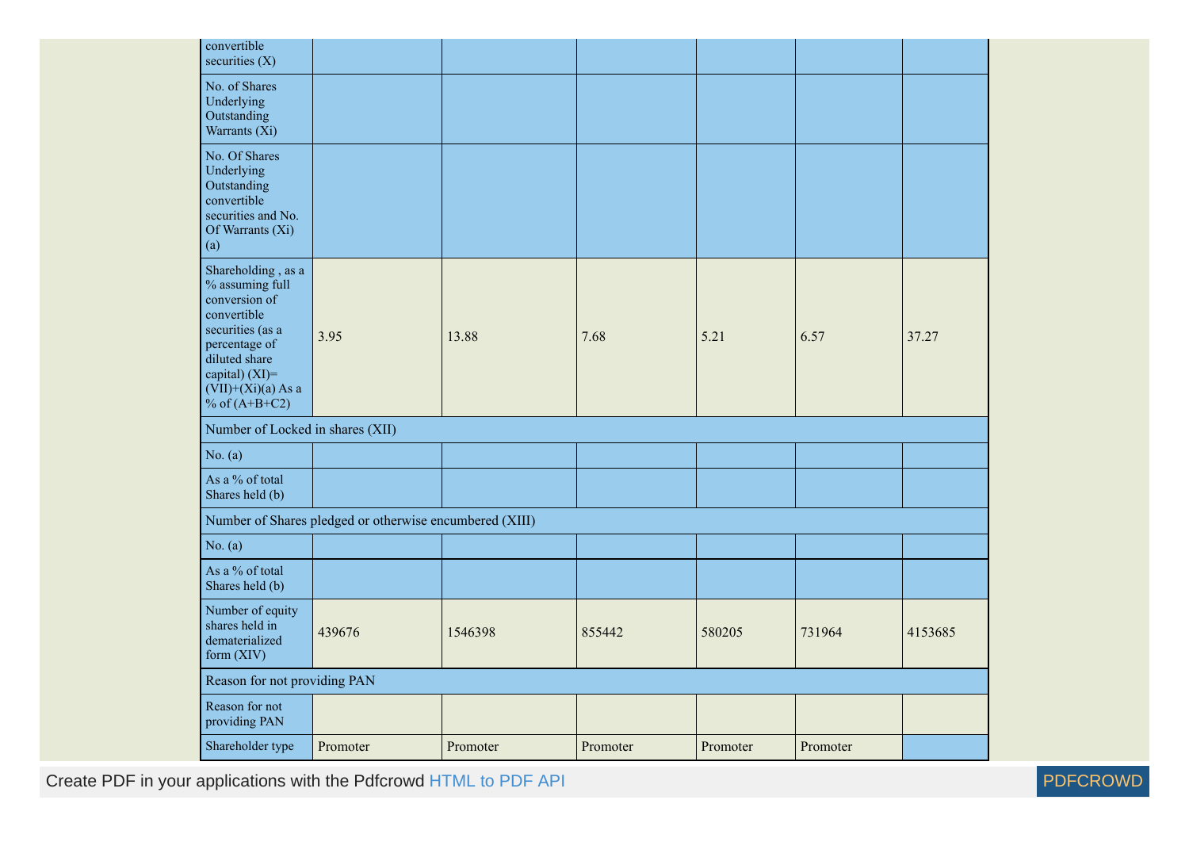| | | | | | | |
|---|---|---|---|---|---|---|
| convertible securities (X) | | | | | | |
| No. of Shares Underlying Outstanding Warrants (Xi) | | | | | | |
| No. Of Shares Underlying Outstanding convertible securities and No. Of Warrants (Xi) (a) | | | | | | |
| Shareholding , as a % assuming full conversion of convertible securities (as a percentage of diluted share capital) (XI)= (VII)+(Xi)(a) As a % of (A+B+C2) | 3.95 | 13.88 | 7.68 | 5.21 | 6.57 | 37.27 |
| Number of Locked in shares (XII) | | | | | | |
| No. (a) | | | | | | |
| As a % of total Shares held (b) | | | | | | |
| Number of Shares pledged or otherwise encumbered (XIII) | | | | | | |
| No. (a) | | | | | | |
| As a % of total Shares held (b) | | | | | | |
| Number of equity shares held in dematerialized form (XIV) | 439676 | 1546398 | 855442 | 580205 | 731964 | 4153685 |
| Reason for not providing PAN | | | | | | |
| Reason for not providing PAN | | | | | | |
| Shareholder type | Promoter | Promoter | Promoter | Promoter | Promoter | |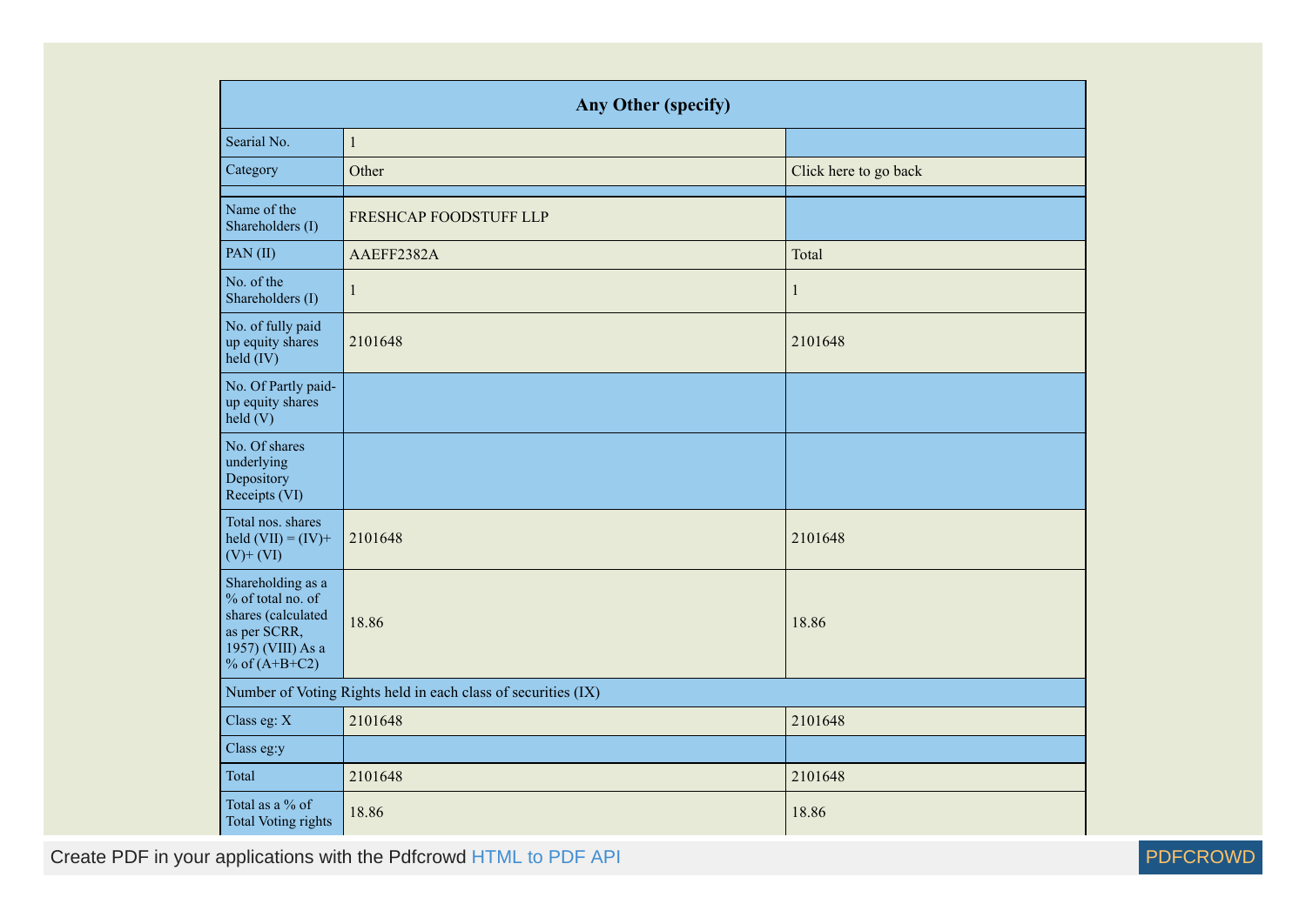| Any Other (specify) | | |
|---|---|---|
| Searial No. | 1 | |
| Category | Other | Click here to go back |
| | | |
| Name of the Shareholders (I) | FRESHCAP FOODSTUFF LLP | |
| PAN (II) | AAEFF2382A | Total |
| No. of the Shareholders (I) | 1 | 1 |
| No. of fully paid up equity shares held (IV) | 2101648 | 2101648 |
| No. Of Partly paid-up equity shares held (V) | | |
| No. Of shares underlying Depository Receipts (VI) | | |
| Total nos. shares held (VII) = (IV)+ (V)+ (VI) | 2101648 | 2101648 |
| Shareholding as a % of total no. of shares (calculated as per SCRR, 1957) (VIII) As a % of (A+B+C2) | 18.86 | 18.86 |
| Number of Voting Rights held in each class of securities (IX) | | |
| Class eg: X | 2101648 | 2101648 |
| Class eg:y | | |
| Total | 2101648 | 2101648 |
| Total as a % of Total Voting rights | 18.86 | 18.86 |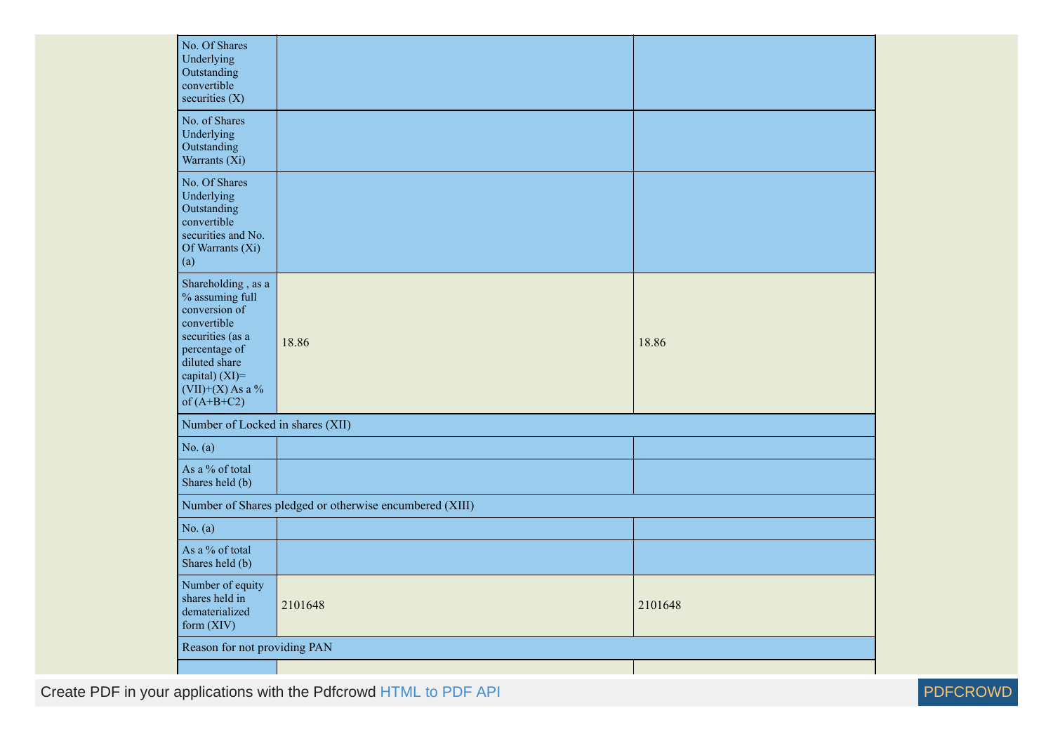| | | |
|---|---|---|
| No. Of Shares Underlying Outstanding convertible securities (X) | | |
| No. of Shares Underlying Outstanding Warrants (Xi) | | |
| No. Of Shares Underlying Outstanding convertible securities and No. Of Warrants (Xi) (a) | | |
| Shareholding , as a % assuming full conversion of convertible securities (as a percentage of diluted share capital) (XI)= (VII)+(X) As a % of (A+B+C2) | 18.86 | 18.86 |
| Number of Locked in shares (XII) | | |
| No. (a) | | |
| As a % of total Shares held (b) | | |
| Number of Shares pledged or otherwise encumbered (XIII) | | |
| No. (a) | | |
| As a % of total Shares held (b) | | |
| Number of equity shares held in dematerialized form (XIV) | 2101648 | 2101648 |
| Reason for not providing PAN | | |
| | | |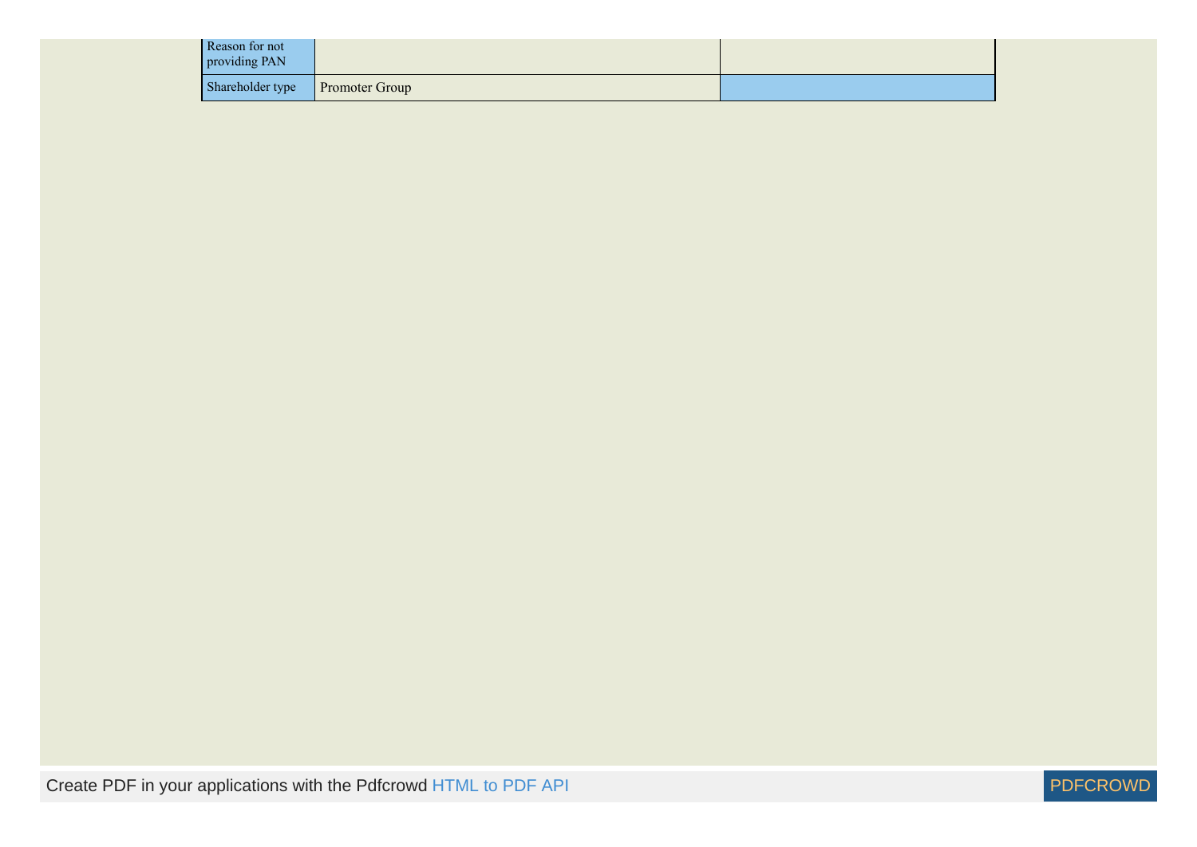| | | |
|---|---|---|
| Reason for not providing PAN | | |
| Shareholder type | Promoter Group | |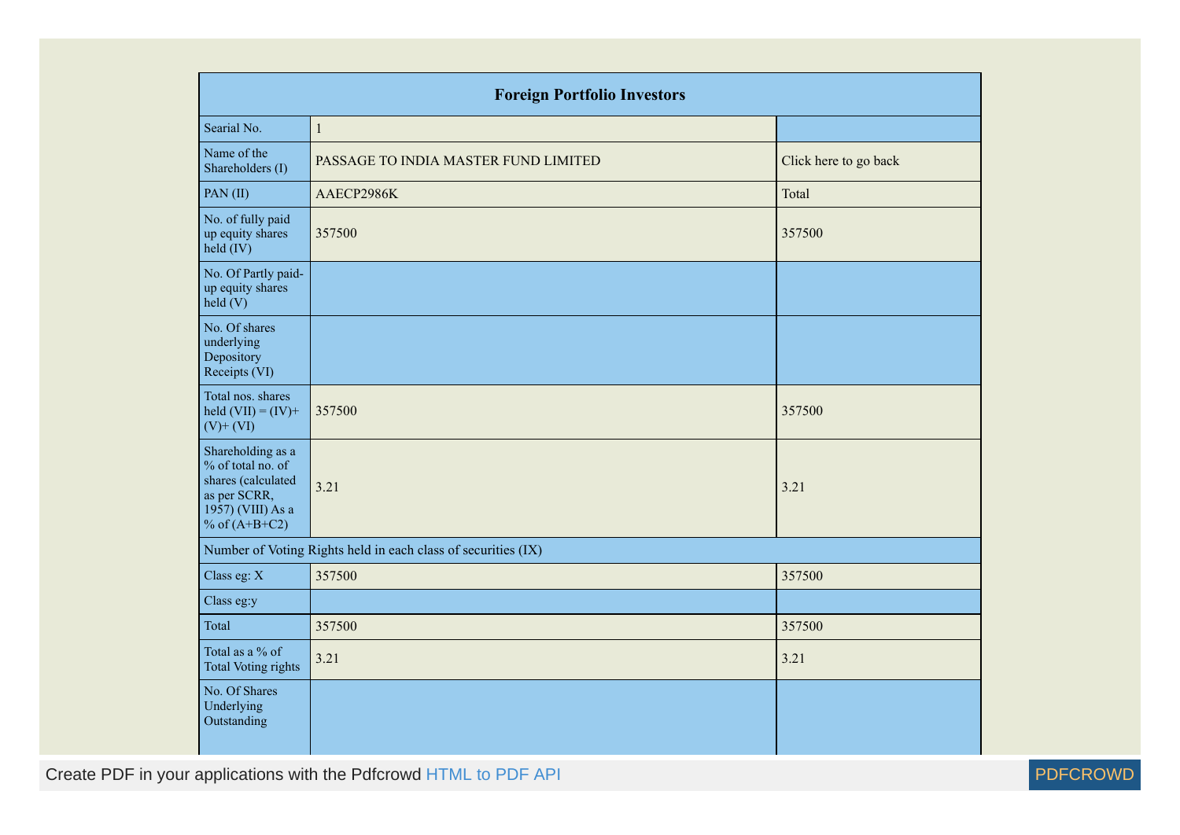| Foreign Portfolio Investors | | |
|---|---|---|
| Searial No. | 1 | |
| Name of the Shareholders (I) | PASSAGE TO INDIA MASTER FUND LIMITED | Click here to go back |
| PAN (II) | AAECP2986K | Total |
| No. of fully paid up equity shares held (IV) | 357500 | 357500 |
| No. Of Partly paid-up equity shares held (V) | | |
| No. Of shares underlying Depository Receipts (VI) | | |
| Total nos. shares held (VII) = (IV)+ (V)+ (VI) | 357500 | 357500 |
| Shareholding as a % of total no. of shares (calculated as per SCRR, 1957) (VIII) As a % of (A+B+C2) | 3.21 | 3.21 |
| Number of Voting Rights held in each class of securities (IX) | | |
| Class eg: X | 357500 | 357500 |
| Class eg:y | | |
| Total | 357500 | 357500 |
| Total as a % of Total Voting rights | 3.21 | 3.21 |
| No. Of Shares Underlying Outstanding | | |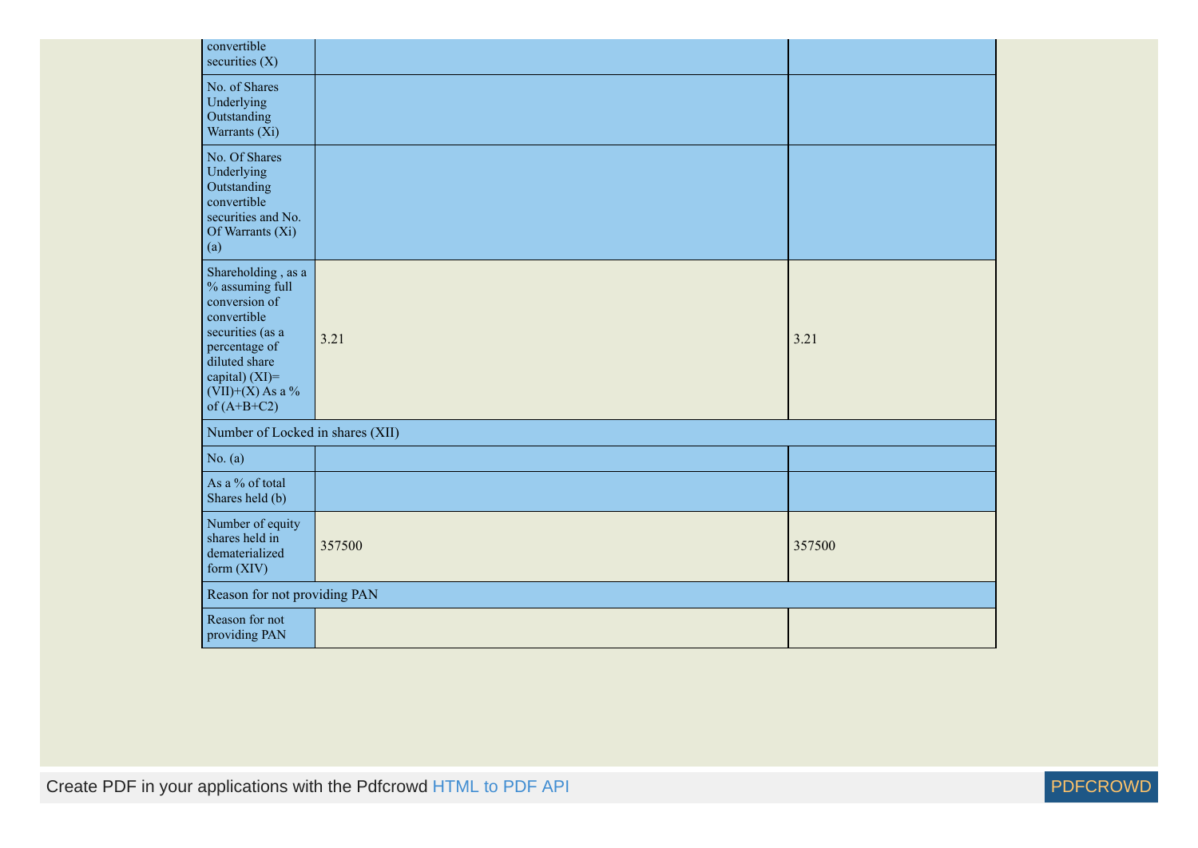| | | |
|---|---|---|
| convertible securities (X) | | |
| No. of Shares Underlying Outstanding Warrants (Xi) | | |
| No. Of Shares Underlying Outstanding convertible securities and No. Of Warrants (Xi) (a) | | |
| Shareholding , as a % assuming full conversion of convertible securities (as a percentage of diluted share capital) (XI)= (VII)+(X) As a % of (A+B+C2) | 3.21 | 3.21 |
| Number of Locked in shares (XII) | | |
| No. (a) | | |
| As a % of total Shares held (b) | | |
| Number of equity shares held in dematerialized form (XIV) | 357500 | 357500 |
| Reason for not providing PAN | | |
| Reason for not providing PAN | | |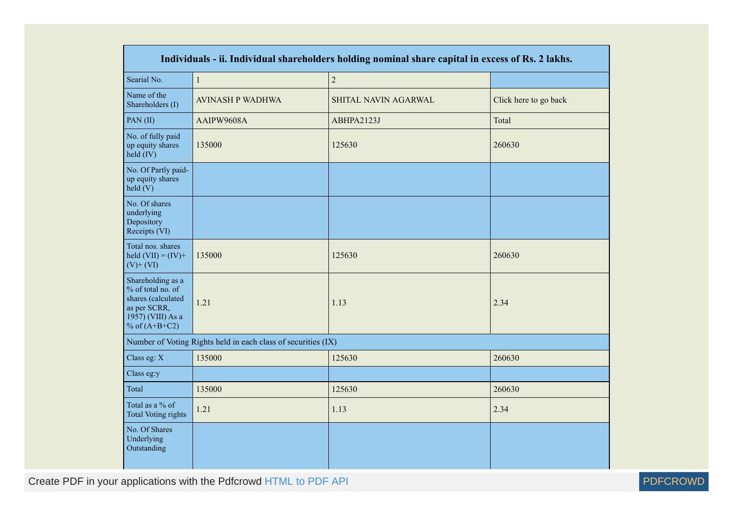| Individuals - ii. Individual shareholders holding nominal share capital in excess of Rs. 2 lakhs. | | | |
|---|---|---|---|
| Searial No. | 1 | 2 | |
| Name of the Shareholders (I) | AVINASH P WADHWA | SHITAL NAVIN AGARWAL | Click here to go back |
| PAN (II) | AAIPW9608A | ABHPA2123J | Total |
| No. of fully paid up equity shares held (IV) | 135000 | 125630 | 260630 |
| No. Of Partly paid-up equity shares held (V) | | | |
| No. Of shares underlying Depository Receipts (VI) | | | |
| Total nos. shares held (VII) = (IV)+ (V)+ (VI) | 135000 | 125630 | 260630 |
| Shareholding as a % of total no. of shares (calculated as per SCRR, 1957) (VIII) As a % of (A+B+C2) | 1.21 | 1.13 | 2.34 |
| Number of Voting Rights held in each class of securities (IX) | | | |
| Class eg: X | 135000 | 125630 | 260630 |
| Class eg:y | | | |
| Total | 135000 | 125630 | 260630 |
| Total as a % of Total Voting rights | 1.21 | 1.13 | 2.34 |
| No. Of Shares Underlying Outstanding | | | |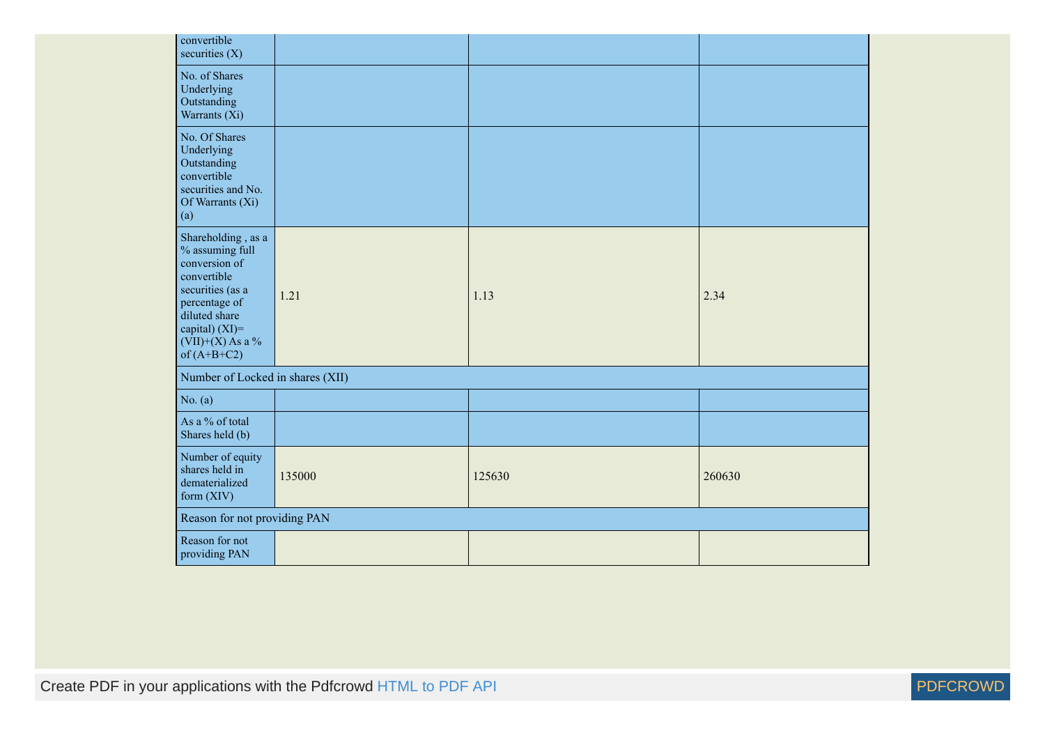| | | | |
|---|---|---|---|
| No. Of Shares Underlying Outstanding convertible securities (X) | | | |
| No. of Shares Underlying Outstanding Warrants (Xi) | | | |
| No. Of Shares Underlying Outstanding convertible securities and No. Of Warrants (Xi) (a) | | | |
| Shareholding , as a % assuming full conversion of convertible securities (as a percentage of diluted share capital) (XI)= (VII)+(X) As a % of (A+B+C2) | 1.21 | 1.13 | 2.34 |
| Number of Locked in shares (XII) | | | |
| No. (a) | | | |
| As a % of total Shares held (b) | | | |
| Number of equity shares held in dematerialized form (XIV) | 135000 | 125630 | 260630 |
| Reason for not providing PAN | | | |
| Reason for not providing PAN | | | |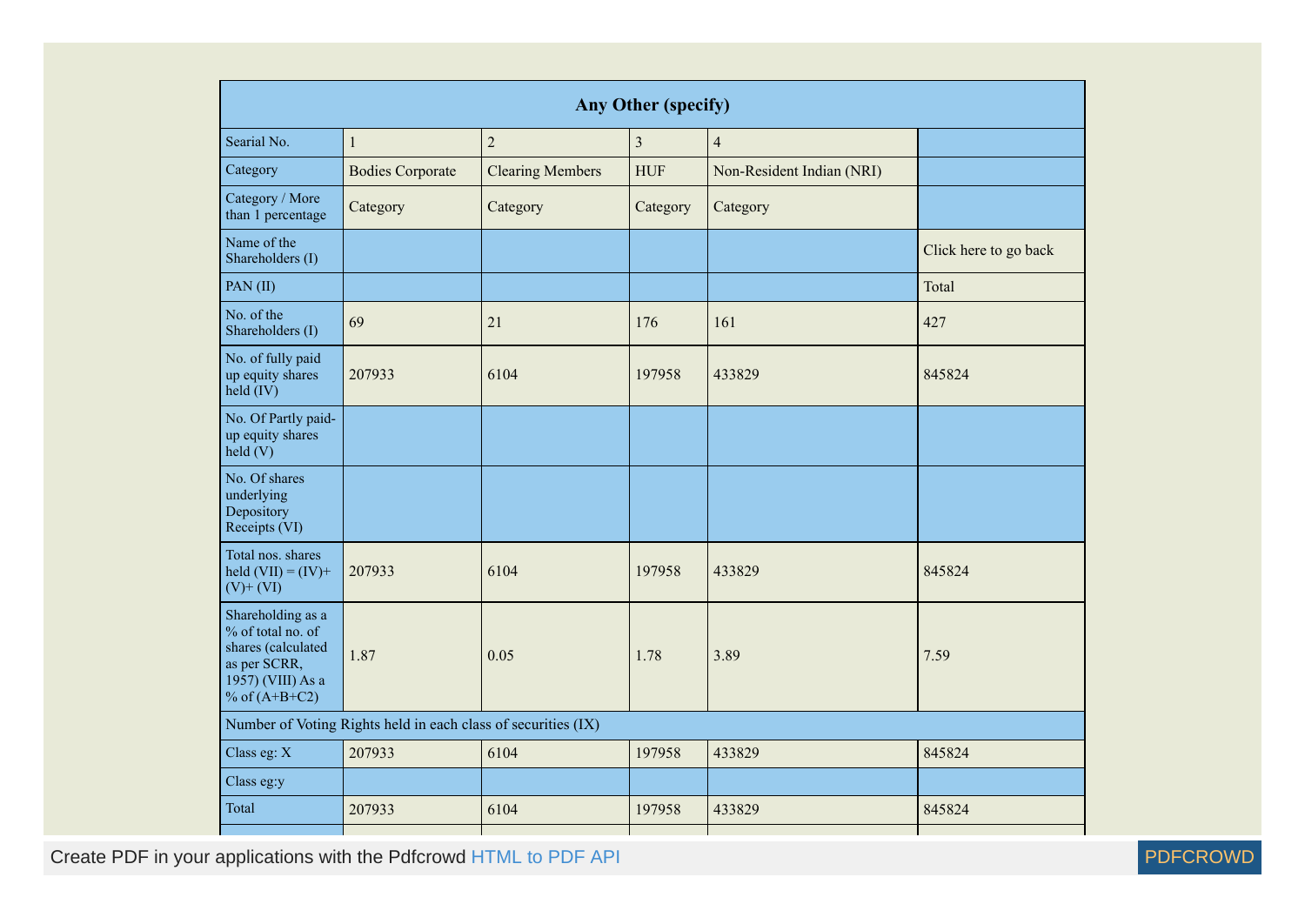| Any Other (specify) | | | | | |
|---|---|---|---|---|---|
| Searial No. | 1 | 2 | 3 | 4 | |
| Category | Bodies Corporate | Clearing Members | HUF | Non-Resident Indian (NRI) | |
| Category / More than 1 percentage | Category | Category | Category | Category | |
| Name of the Shareholders (I) | | | | | Click here to go back |
| PAN (II) | | | | | Total |
| No. of the Shareholders (I) | 69 | 21 | 176 | 161 | 427 |
| No. of fully paid up equity shares held (IV) | 207933 | 6104 | 197958 | 433829 | 845824 |
| No. Of Partly paid-up equity shares held (V) | | | | | |
| No. Of shares underlying Depository Receipts (VI) | | | | | |
| Total nos. shares held (VII) = (IV)+ (V)+ (VI) | 207933 | 6104 | 197958 | 433829 | 845824 |
| Shareholding as a % of total no. of shares (calculated as per SCRR, 1957) (VIII) As a % of (A+B+C2) | 1.87 | 0.05 | 1.78 | 3.89 | 7.59 |
| Number of Voting Rights held in each class of securities (IX) | | | | | |
| Class eg: X | 207933 | 6104 | 197958 | 433829 | 845824 |
| Class eg:y | | | | | |
| Total | 207933 | 6104 | 197958 | 433829 | 845824 |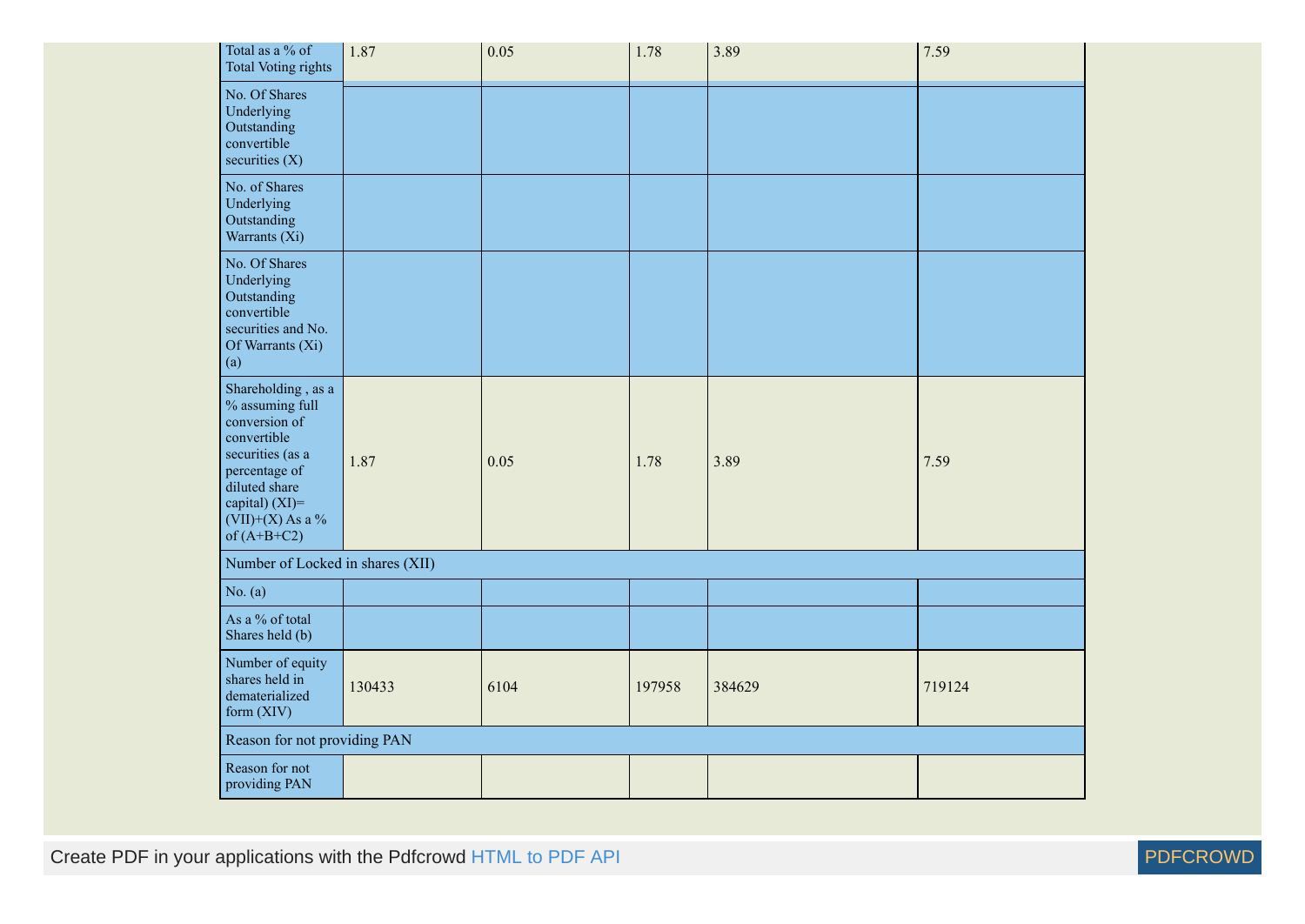| | | | | | |
|---|---|---|---|---|---|
| Total as a % of Total Voting rights | 1.87 | 0.05 | 1.78 | 3.89 | 7.59 |
| No. Of Shares Underlying Outstanding convertible securities (X) | | | | | |
| No. of Shares Underlying Outstanding Warrants (Xi) | | | | | |
| No. Of Shares Underlying Outstanding convertible securities and No. Of Warrants (Xi) (a) | | | | | |
| Shareholding , as a % assuming full conversion of convertible securities (as a percentage of diluted share capital) (XI)= (VII)+(X) As a % of (A+B+C2) | 1.87 | 0.05 | 1.78 | 3.89 | 7.59 |
| Number of Locked in shares (XII) | | | | | |
| No. (a) | | | | | |
| As a % of total Shares held (b) | | | | | |
| Number of equity shares held in dematerialized form (XIV) | 130433 | 6104 | 197958 | 384629 | 719124 |
| Reason for not providing PAN | | | | | |
| Reason for not providing PAN | | | | | |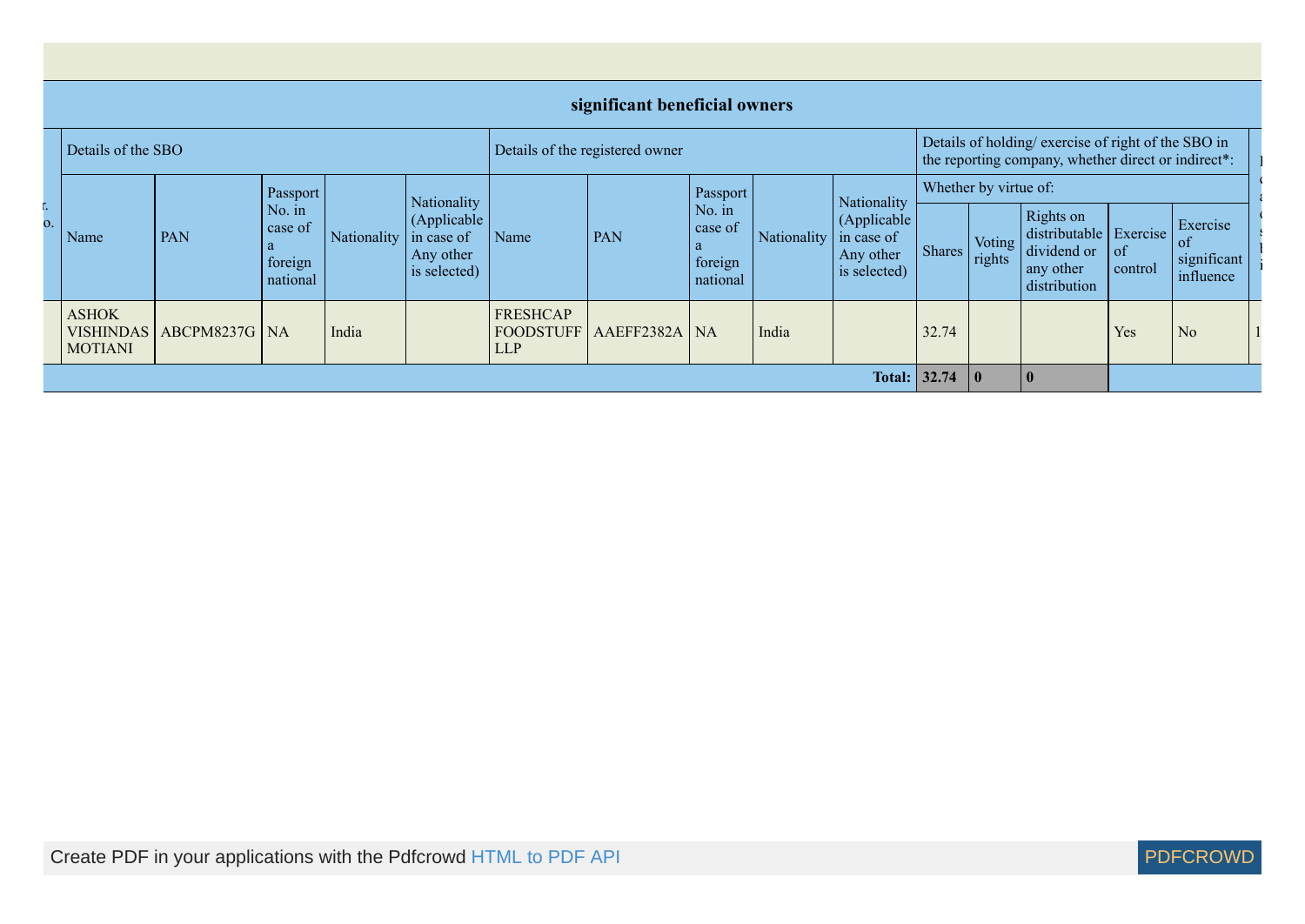## significant beneficial owners

| Sr. No. | Details of the SBO | | | | | Details of the registered owner | | | | | Details of holding/ exercise of right of the SBO in the reporting company, whether direct or indirect*: | | | | | |
|---|---|---|---|---|---|---|---|---|---|---|---|---|---|---|---|---|
| | | | | | | | | | | | Whether by virtue of: | | | | | |
| | Name | PAN | Passport No. in case of a foreign national | Nationality | Nationality (Applicable in case of Any other is selected) | Name | PAN | Passport No. in case of a foreign national | Nationality | Nationality (Applicable in case of Any other is selected) | Shares | Voting rights | Rights on distributable dividend or any other distribution | Exercise of control | Exercise of significant influence | |
| | ASHOK VISHINDAS MOTIANI | ABCPM8237G | NA | India | | FRESHCAP FOODSTUFF LLP | AAEFF2382A | NA | India | | 32.74 | | | Yes | No | 1 |
| | | | | | | | | | | **Total:** | **32.74** | **0** | **0** | | | |